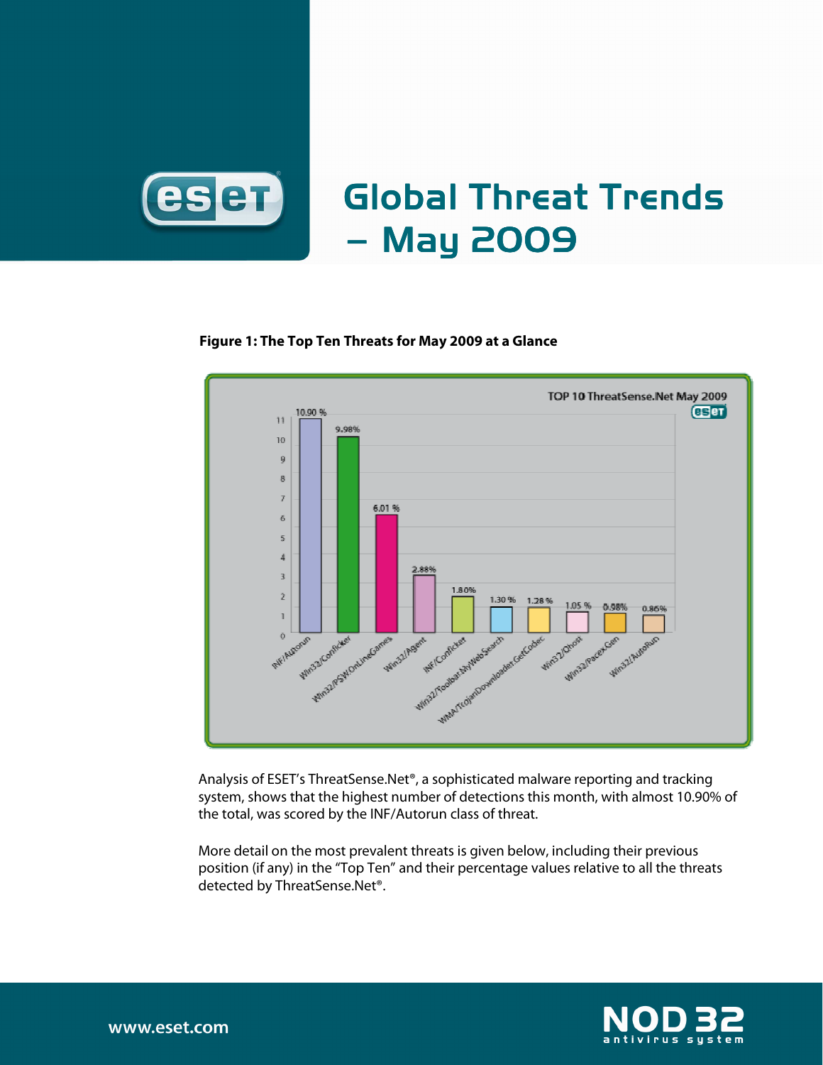# Global Threat Trends – May 2009

**Figure 1: The Top Ten Threats for May 2009 at a Glance**

Analysis of ESET's ThreatSense.Net®, a sophisticated malware reporting and tracking system, shows that the highest number of detections this month, with almost 10.90% of the total, was scored by the INF/Autorun class of threat.

More detail on the most prevalent threats is given below, including their previous position (if any) in the "Top Ten" and their percentage values relative to all the threats detected by ThreatSense.Net®.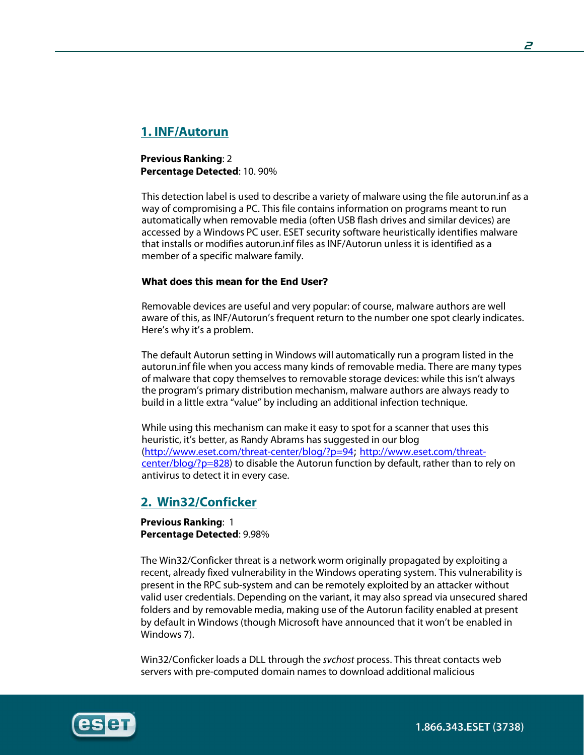## 1. INF/Autorun

**Previous Ranking**: 2
**Percentage Detected**: 10. 90%

This detection label is used to describe a variety of malware using the file autorun.inf as a way of compromising a PC. This file contains information on programs meant to run automatically when removable media (often USB flash drives and similar devices) are accessed by a Windows PC user. ESET security software heuristically identifies malware that installs or modifies autorun.inf files as INF/Autorun unless it is identified as a member of a specific malware family.

**What does this mean for the End User?**

Removable devices are useful and very popular: of course, malware authors are well aware of this, as INF/Autorun's frequent return to the number one spot clearly indicates. Here's why it's a problem.

The default Autorun setting in Windows will automatically run a program listed in the autorun.inf file when you access many kinds of removable media. There are many types of malware that copy themselves to removable storage devices: while this isn't always the program's primary distribution mechanism, malware authors are always ready to build in a little extra "value" by including an additional infection technique.

While using this mechanism can make it easy to spot for a scanner that uses this heuristic, it's better, as Randy Abrams has suggested in our blog (http://www.eset.com/threat-center/blog/?p=94; http://www.eset.com/threat-center/blog/?p=828) to disable the Autorun function by default, rather than to rely on antivirus to detect it in every case.

## 2. Win32/Conficker

**Previous Ranking**: 1
**Percentage Detected**: 9.98%

The Win32/Conficker threat is a network worm originally propagated by exploiting a recent, already fixed vulnerability in the Windows operating system. This vulnerability is present in the RPC sub-system and can be remotely exploited by an attacker without valid user credentials. Depending on the variant, it may also spread via unsecured shared folders and by removable media, making use of the Autorun facility enabled at present by default in Windows (though Microsoft have announced that it won't be enabled in Windows 7).

Win32/Conficker loads a DLL through the *svchost* process. This threat contacts web servers with pre-computed domain names to download additional malicious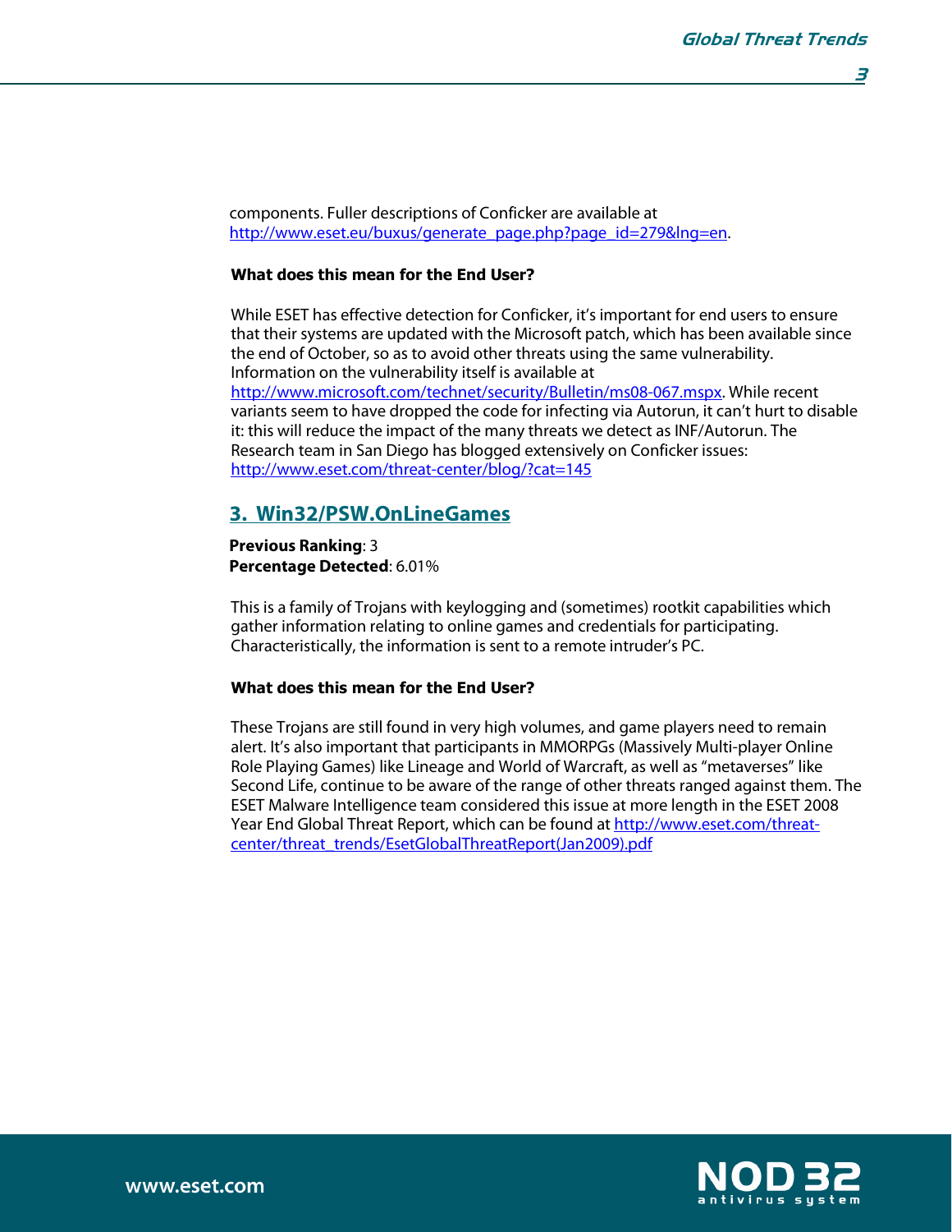components. Fuller descriptions of Conficker are available at http://www.eset.eu/buxus/generate_page.php?page_id=279&lng=en.

**What does this mean for the End User?**

While ESET has effective detection for Conficker, it's important for end users to ensure that their systems are updated with the Microsoft patch, which has been available since the end of October, so as to avoid other threats using the same vulnerability. Information on the vulnerability itself is available at http://www.microsoft.com/technet/security/Bulletin/ms08-067.mspx. While recent variants seem to have dropped the code for infecting via Autorun, it can't hurt to disable it: this will reduce the impact of the many threats we detect as INF/Autorun. The Research team in San Diego has blogged extensively on Conficker issues: http://www.eset.com/threat-center/blog/?cat=145

## 3. Win32/PSW.OnLineGames

**Previous Ranking**: 3
**Percentage Detected**: 6.01%

This is a family of Trojans with keylogging and (sometimes) rootkit capabilities which gather information relating to online games and credentials for participating. Characteristically, the information is sent to a remote intruder's PC.

**What does this mean for the End User?**

These Trojans are still found in very high volumes, and game players need to remain alert. It's also important that participants in MMORPGs (Massively Multi-player Online Role Playing Games) like Lineage and World of Warcraft, as well as "metaverses" like Second Life, continue to be aware of the range of other threats ranged against them. The ESET Malware Intelligence team considered this issue at more length in the ESET 2008 Year End Global Threat Report, which can be found at http://www.eset.com/threat-center/threat_trends/EsetGlobalThreatReport(Jan2009).pdf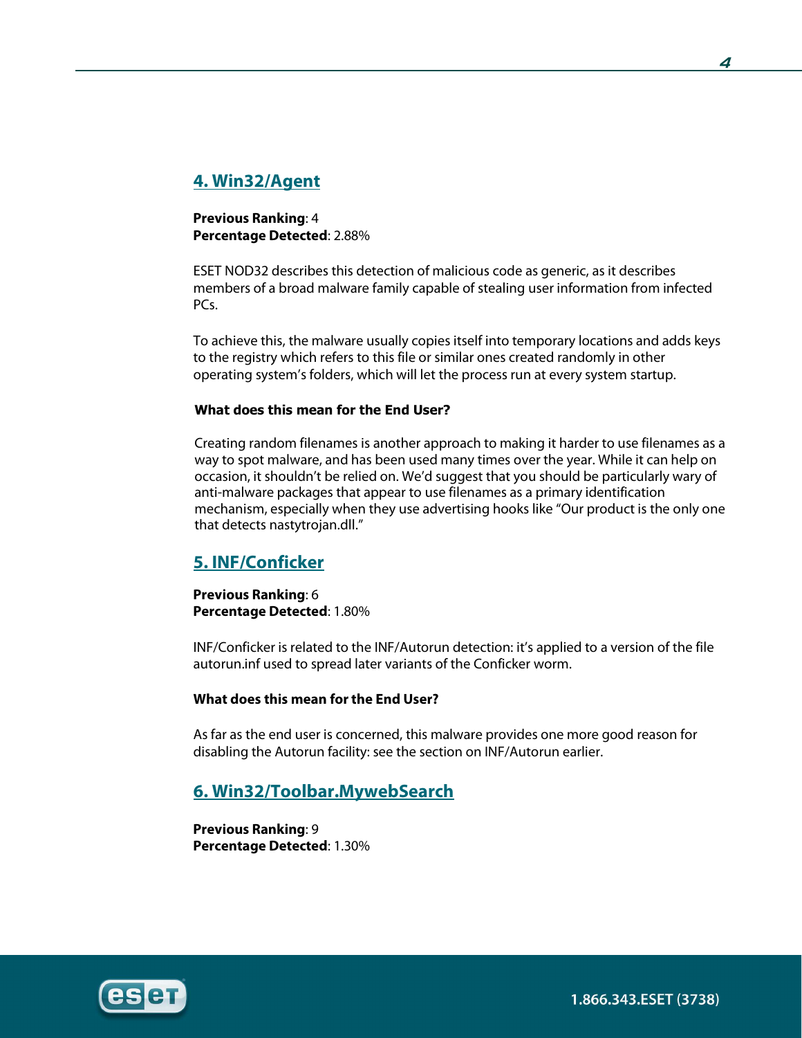## 4. Win32/Agent

**Previous Ranking**: 4
**Percentage Detected**: 2.88%

ESET NOD32 describes this detection of malicious code as generic, as it describes members of a broad malware family capable of stealing user information from infected PCs.

To achieve this, the malware usually copies itself into temporary locations and adds keys to the registry which refers to this file or similar ones created randomly in other operating system's folders, which will let the process run at every system startup.

**What does this mean for the End User?**

Creating random filenames is another approach to making it harder to use filenames as a way to spot malware, and has been used many times over the year. While it can help on occasion, it shouldn't be relied on. We'd suggest that you should be particularly wary of anti-malware packages that appear to use filenames as a primary identification mechanism, especially when they use advertising hooks like "Our product is the only one that detects nastytrojan.dll."

## 5. INF/Conficker

**Previous Ranking**: 6
**Percentage Detected**: 1.80%

INF/Conficker is related to the INF/Autorun detection: it's applied to a version of the file autorun.inf used to spread later variants of the Conficker worm.

**What does this mean for the End User?**

As far as the end user is concerned, this malware provides one more good reason for disabling the Autorun facility: see the section on INF/Autorun earlier.

## 6. Win32/Toolbar.MywebSearch

**Previous Ranking**: 9
**Percentage Detected**: 1.30%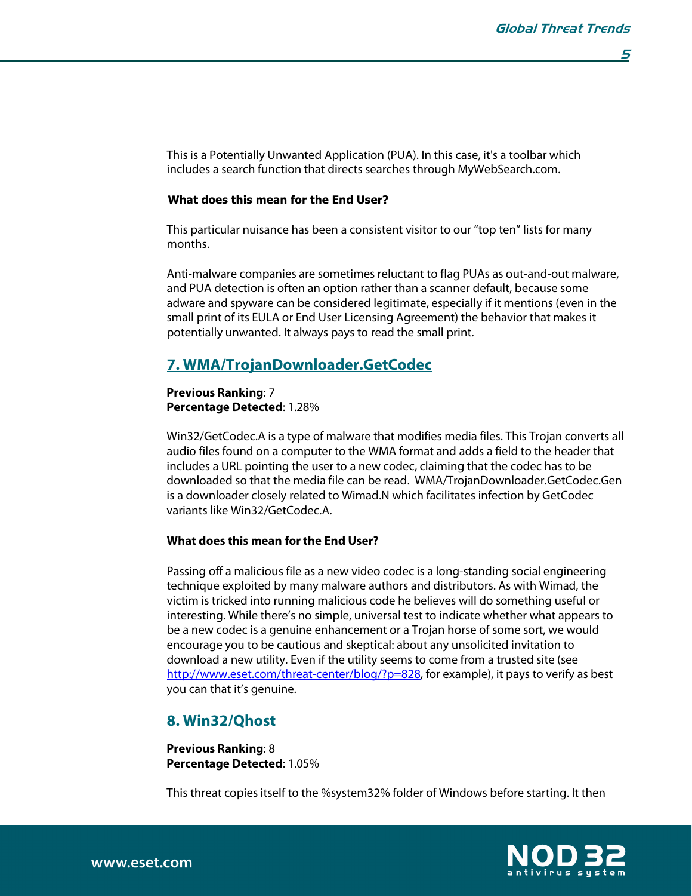This is a Potentially Unwanted Application (PUA). In this case, it's a toolbar which includes a search function that directs searches through MyWebSearch.com.

**What does this mean for the End User?**

This particular nuisance has been a consistent visitor to our "top ten" lists for many months.

Anti-malware companies are sometimes reluctant to flag PUAs as out-and-out malware, and PUA detection is often an option rather than a scanner default, because some adware and spyware can be considered legitimate, especially if it mentions (even in the small print of its EULA or End User Licensing Agreement) the behavior that makes it potentially unwanted. It always pays to read the small print.

## 7. WMA/TrojanDownloader.GetCodec

**Previous Ranking**: 7
**Percentage Detected**: 1.28%

Win32/GetCodec.A is a type of malware that modifies media files. This Trojan converts all audio files found on a computer to the WMA format and adds a field to the header that includes a URL pointing the user to a new codec, claiming that the codec has to be downloaded so that the media file can be read. WMA/TrojanDownloader.GetCodec.Gen is a downloader closely related to Wimad.N which facilitates infection by GetCodec variants like Win32/GetCodec.A.

**What does this mean for the End User?**

Passing off a malicious file as a new video codec is a long-standing social engineering technique exploited by many malware authors and distributors. As with Wimad, the victim is tricked into running malicious code he believes will do something useful or interesting. While there's no simple, universal test to indicate whether what appears to be a new codec is a genuine enhancement or a Trojan horse of some sort, we would encourage you to be cautious and skeptical: about any unsolicited invitation to download a new utility. Even if the utility seems to come from a trusted site (see http://www.eset.com/threat-center/blog/?p=828, for example), it pays to verify as best you can that it's genuine.

## 8. Win32/Qhost

**Previous Ranking**: 8
**Percentage Detected**: 1.05%

This threat copies itself to the %system32% folder of Windows before starting. It then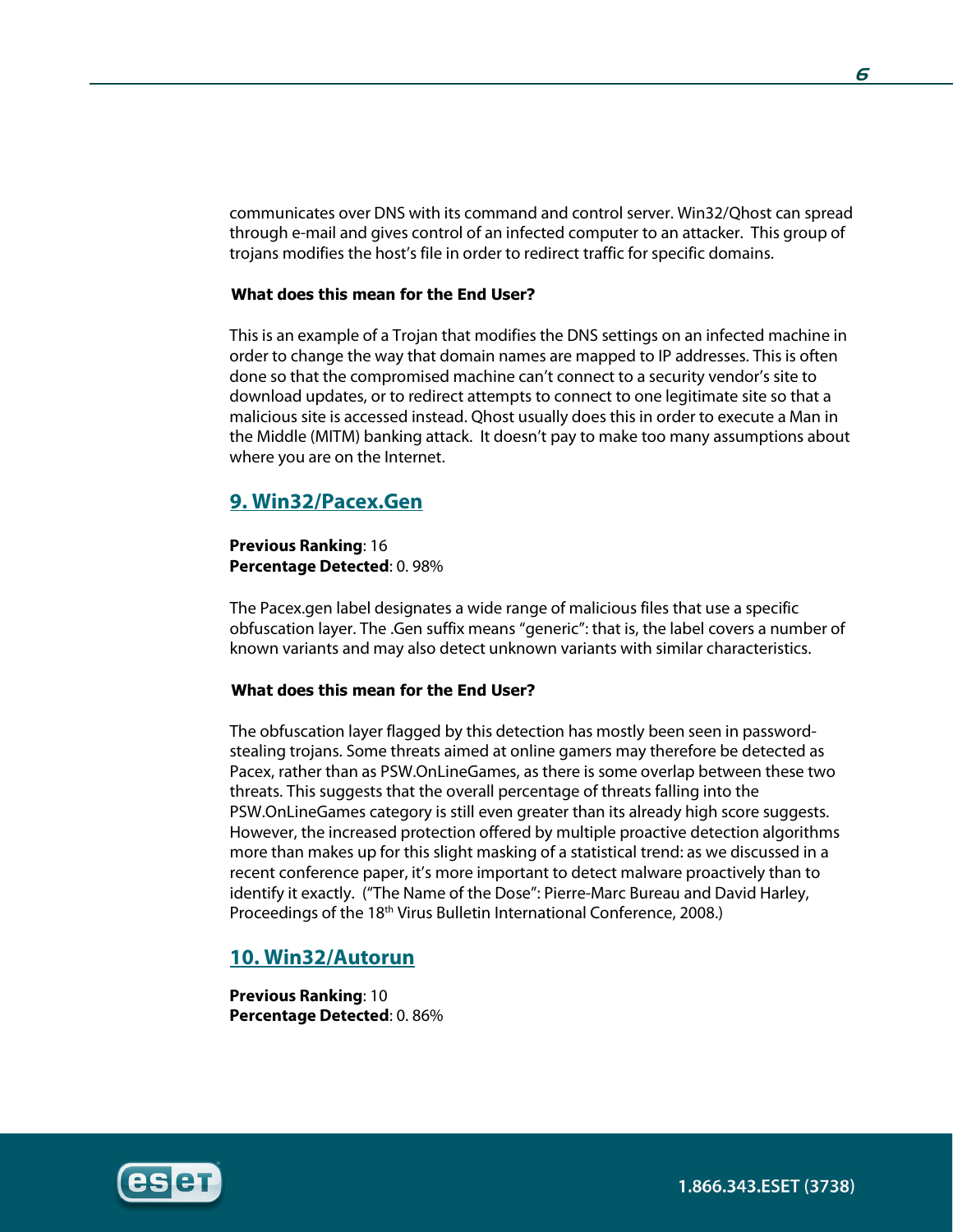communicates over DNS with its command and control server. Win32/Qhost can spread through e-mail and gives control of an infected computer to an attacker.  This group of trojans modifies the host's file in order to redirect traffic for specific domains.

**What does this mean for the End User?**

This is an example of a Trojan that modifies the DNS settings on an infected machine in order to change the way that domain names are mapped to IP addresses. This is often done so that the compromised machine can't connect to a security vendor's site to download updates, or to redirect attempts to connect to one legitimate site so that a malicious site is accessed instead. Qhost usually does this in order to execute a Man in the Middle (MITM) banking attack.  It doesn't pay to make too many assumptions about where you are on the Internet.

## 9. Win32/Pacex.Gen

**Previous Ranking**: 16
**Percentage Detected**: 0. 98%

The Pacex.gen label designates a wide range of malicious files that use a specific obfuscation layer. The .Gen suffix means "generic": that is, the label covers a number of known variants and may also detect unknown variants with similar characteristics.

**What does this mean for the End User?**

The obfuscation layer flagged by this detection has mostly been seen in password-stealing trojans. Some threats aimed at online gamers may therefore be detected as Pacex, rather than as PSW.OnLineGames, as there is some overlap between these two threats. This suggests that the overall percentage of threats falling into the PSW.OnLineGames category is still even greater than its already high score suggests. However, the increased protection offered by multiple proactive detection algorithms more than makes up for this slight masking of a statistical trend: as we discussed in a recent conference paper, it's more important to detect malware proactively than to identify it exactly.  ("The Name of the Dose": Pierre-Marc Bureau and David Harley, Proceedings of the 18th Virus Bulletin International Conference, 2008.)

## 10. Win32/Autorun

**Previous Ranking**: 10
**Percentage Detected**: 0. 86%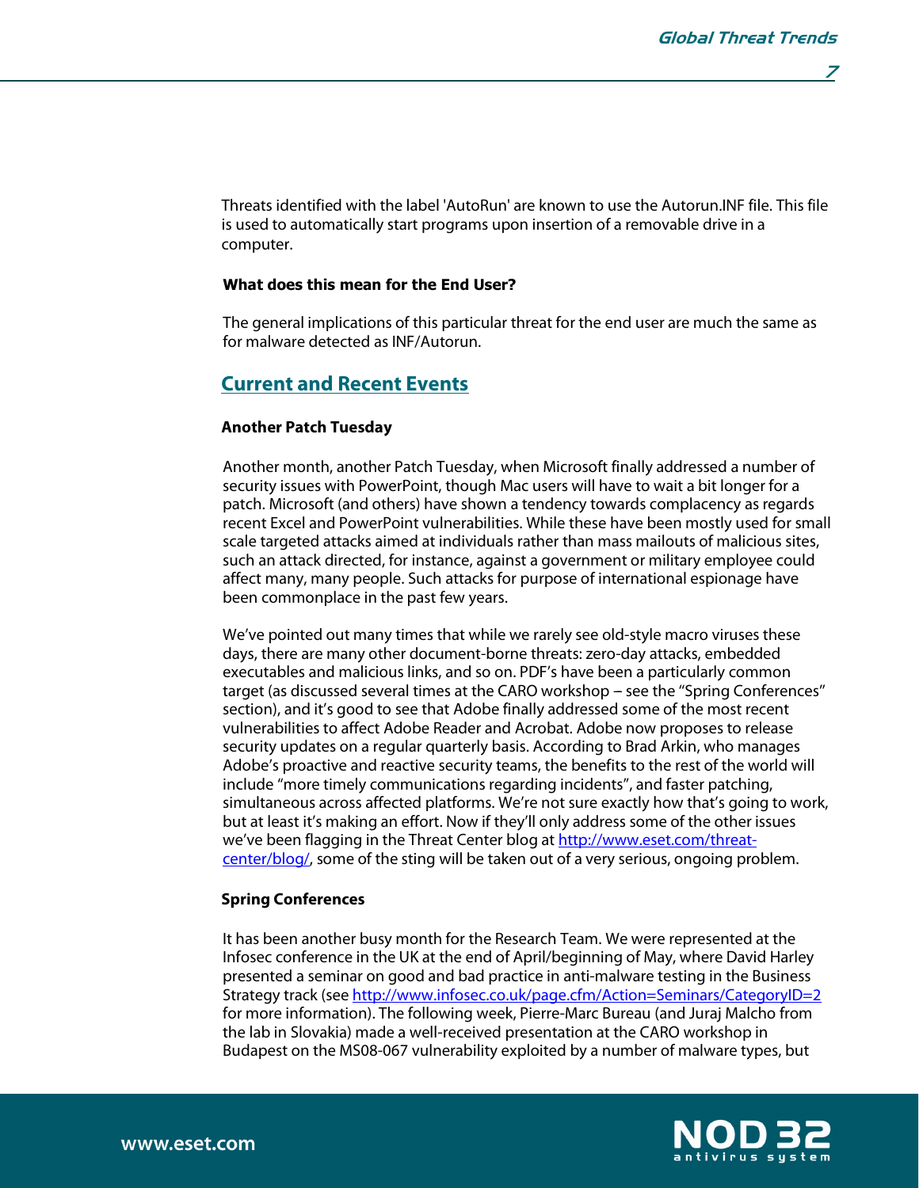Threats identified with the label 'AutoRun' are known to use the Autorun.INF file. This file is used to automatically start programs upon insertion of a removable drive in a computer.

**What does this mean for the End User?**

The general implications of this particular threat for the end user are much the same as for malware detected as INF/Autorun.

## Current and Recent Events

### Another Patch Tuesday

Another month, another Patch Tuesday, when Microsoft finally addressed a number of security issues with PowerPoint, though Mac users will have to wait a bit longer for a patch. Microsoft (and others) have shown a tendency towards complacency as regards recent Excel and PowerPoint vulnerabilities. While these have been mostly used for small scale targeted attacks aimed at individuals rather than mass mailouts of malicious sites, such an attack directed, for instance, against a government or military employee could affect many, many people. Such attacks for purpose of international espionage have been commonplace in the past few years.

We've pointed out many times that while we rarely see old-style macro viruses these days, there are many other document-borne threats: zero-day attacks, embedded executables and malicious links, and so on. PDF's have been a particularly common target (as discussed several times at the CARO workshop – see the "Spring Conferences" section), and it's good to see that Adobe finally addressed some of the most recent vulnerabilities to affect Adobe Reader and Acrobat. Adobe now proposes to release security updates on a regular quarterly basis. According to Brad Arkin, who manages Adobe's proactive and reactive security teams, the benefits to the rest of the world will include "more timely communications regarding incidents", and faster patching, simultaneous across affected platforms. We're not sure exactly how that's going to work, but at least it's making an effort. Now if they'll only address some of the other issues we've been flagging in the Threat Center blog at http://www.eset.com/threat-center/blog/, some of the sting will be taken out of a very serious, ongoing problem.

### Spring Conferences

It has been another busy month for the Research Team. We were represented at the Infosec conference in the UK at the end of April/beginning of May, where David Harley presented a seminar on good and bad practice in anti-malware testing in the Business Strategy track (see http://www.infosec.co.uk/page.cfm/Action=Seminars/CategoryID=2 for more information). The following week, Pierre-Marc Bureau (and Juraj Malcho from the lab in Slovakia) made a well-received presentation at the CARO workshop in Budapest on the MS08-067 vulnerability exploited by a number of malware types, but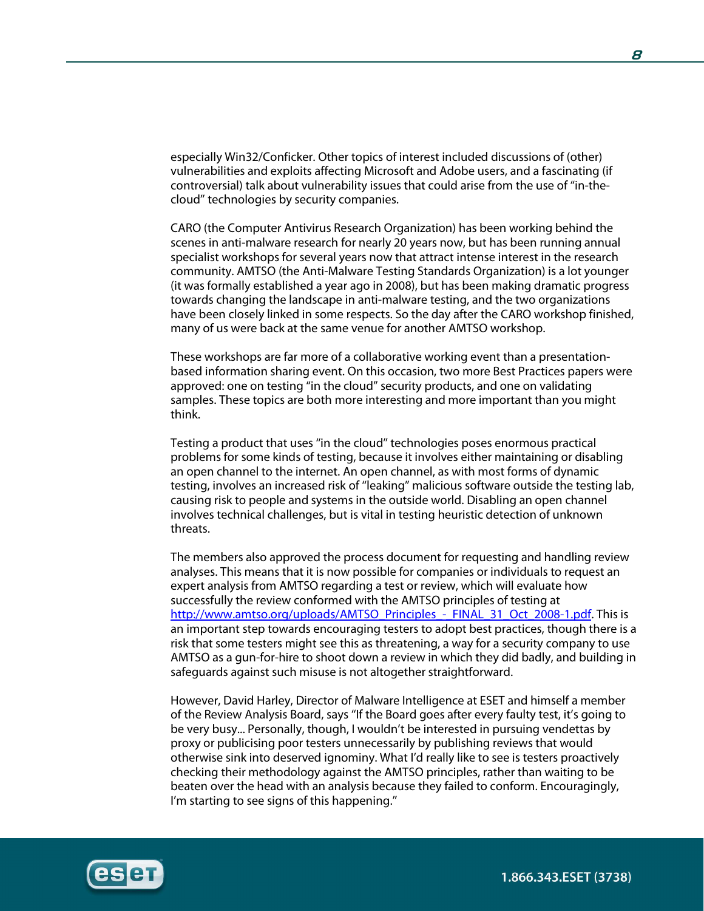especially Win32/Conficker. Other topics of interest included discussions of (other) vulnerabilities and exploits affecting Microsoft and Adobe users, and a fascinating (if controversial) talk about vulnerability issues that could arise from the use of "in-the-cloud" technologies by security companies.

CARO (the Computer Antivirus Research Organization) has been working behind the scenes in anti-malware research for nearly 20 years now, but has been running annual specialist workshops for several years now that attract intense interest in the research community. AMTSO (the Anti-Malware Testing Standards Organization) is a lot younger (it was formally established a year ago in 2008), but has been making dramatic progress towards changing the landscape in anti-malware testing, and the two organizations have been closely linked in some respects. So the day after the CARO workshop finished, many of us were back at the same venue for another AMTSO workshop.

These workshops are far more of a collaborative working event than a presentation-based information sharing event. On this occasion, two more Best Practices papers were approved: one on testing "in the cloud" security products, and one on validating samples. These topics are both more interesting and more important than you might think.

Testing a product that uses "in the cloud" technologies poses enormous practical problems for some kinds of testing, because it involves either maintaining or disabling an open channel to the internet. An open channel, as with most forms of dynamic testing, involves an increased risk of "leaking" malicious software outside the testing lab, causing risk to people and systems in the outside world. Disabling an open channel involves technical challenges, but is vital in testing heuristic detection of unknown threats.

The members also approved the process document for requesting and handling review analyses. This means that it is now possible for companies or individuals to request an expert analysis from AMTSO regarding a test or review, which will evaluate how successfully the review conformed with the AMTSO principles of testing at [http://www.amtso.org/uploads/AMTSO_Principles_-_FINAL_31_Oct_2008-1.pdf](http://www.amtso.org/uploads/AMTSO_Principles_-_FINAL_31_Oct_2008-1.pdf). This is an important step towards encouraging testers to adopt best practices, though there is a risk that some testers might see this as threatening, a way for a security company to use AMTSO as a gun-for-hire to shoot down a review in which they did badly, and building in safeguards against such misuse is not altogether straightforward.

However, David Harley, Director of Malware Intelligence at ESET and himself a member of the Review Analysis Board, says "If the Board goes after every faulty test, it's going to be very busy... Personally, though, I wouldn't be interested in pursuing vendettas by proxy or publicising poor testers unnecessarily by publishing reviews that would otherwise sink into deserved ignominy. What I'd really like to see is testers proactively checking their methodology against the AMTSO principles, rather than waiting to be beaten over the head with an analysis because they failed to conform. Encouragingly, I'm starting to see signs of this happening."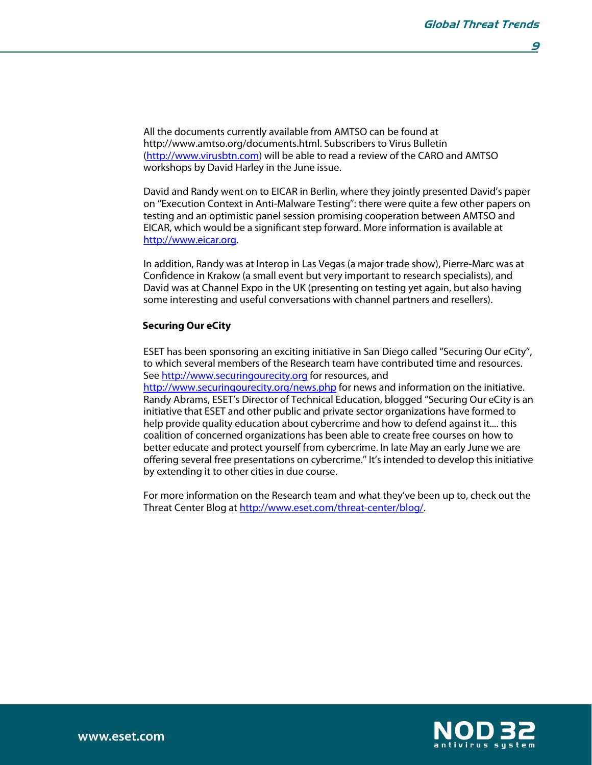All the documents currently available from AMTSO can be found at http://www.amtso.org/documents.html. Subscribers to Virus Bulletin (http://www.virusbtn.com) will be able to read a review of the CARO and AMTSO workshops by David Harley in the June issue.

David and Randy went on to EICAR in Berlin, where they jointly presented David's paper on "Execution Context in Anti-Malware Testing": there were quite a few other papers on testing and an optimistic panel session promising cooperation between AMTSO and EICAR, which would be a significant step forward. More information is available at http://www.eicar.org.

In addition, Randy was at Interop in Las Vegas (a major trade show), Pierre-Marc was at Confidence in Krakow (a small event but very important to research specialists), and David was at Channel Expo in the UK (presenting on testing yet again, but also having some interesting and useful conversations with channel partners and resellers).

**Securing Our eCity**

ESET has been sponsoring an exciting initiative in San Diego called "Securing Our eCity", to which several members of the Research team have contributed time and resources. See http://www.securingourecity.org for resources, and http://www.securingourecity.org/news.php for news and information on the initiative. Randy Abrams, ESET's Director of Technical Education, blogged "Securing Our eCity is an initiative that ESET and other public and private sector organizations have formed to help provide quality education about cybercrime and how to defend against it.... this coalition of concerned organizations has been able to create free courses on how to better educate and protect yourself from cybercrime. In late May an early June we are offering several free presentations on cybercrime." It's intended to develop this initiative by extending it to other cities in due course.

For more information on the Research team and what they've been up to, check out the Threat Center Blog at http://www.eset.com/threat-center/blog/.